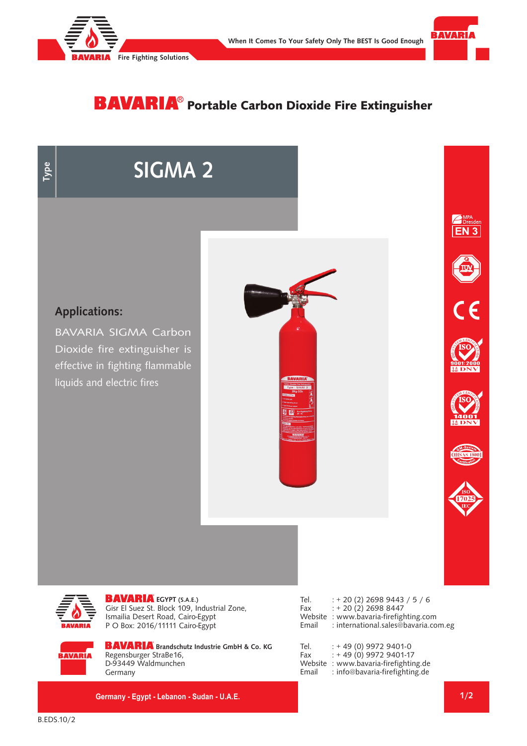# BAVARIA® Portable Carbon Dioxide Fire Extinguisher

**Type**

## SIGMA 2

### Applications:

BAVARIA SIGMA Carbon Dioxide fire extinguisher is effective in fighting flammable liquids and electric fires

---

**BAVARIA EGYPT (S.A.E.)**
Gisr El Suez St. Block 109, Industrial Zone,
Ismailia Desert Road, Cairo-Egypt
P O Box: 2016/11111 Cairo-Egypt

Tel. : + 20 (2) 2698 9443 / 5 / 6
Fax : + 20 (2) 2698 8447
Website : www.bavaria-firefighting.com
Email : international.sales@bavaria.com.eg

**BAVARIA Brandschutz Industrie GmbH & Co. KG**
Regensburger StraBe16,
D-93449 Waldmunchen
Germany

Tel. : + 49 (0) 9972 9401-0
Fax : + 49 (0) 9972 9401-17
Website : www.bavaria-firefighting.de
Email : info@bavaria-firefighting.de

**Germany - Egypt - Lebanon - Sudan - U.A.E.**

B.EDS.10/2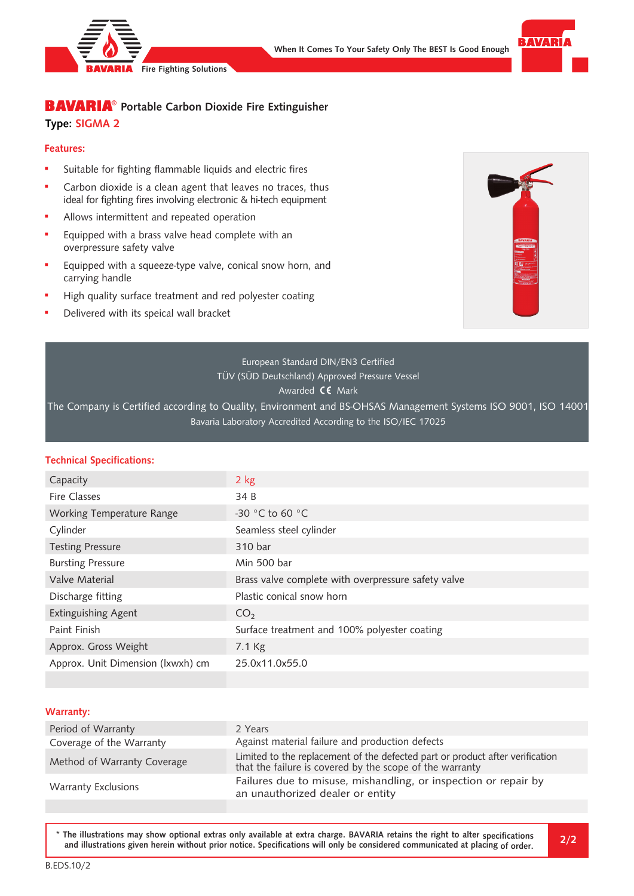**BAVARIA®** Portable Carbon Dioxide Fire Extinguisher

**Type: SIGMA 2**

### Features:

- Suitable for fighting flammable liquids and electric fires
- Carbon dioxide is a clean agent that leaves no traces, thus ideal for fighting fires involving electronic & hi-tech equipment
- Allows intermittent and repeated operation
- Equipped with a brass valve head complete with an overpressure safety valve
- Equipped with a squeeze-type valve, conical snow horn, and carrying handle
- High quality surface treatment and red polyester coating
- Delivered with its speical wall bracket

European Standard DIN/EN3 Certified
TÜV (SÜD Deutschland) Approved Pressure Vessel
Awarded CE Mark
The Company is Certified according to Quality, Environment and BS-OHSAS Management Systems ISO 9001, ISO 14001
Bavaria Laboratory Accredited According to the ISO/IEC 17025

### Technical Specifications:

| | |
|---|---|
| Capacity | 2 kg |
| Fire Classes | 34 B |
| Working Temperature Range | -30 °C to 60 °C |
| Cylinder | Seamless steel cylinder |
| Testing Pressure | 310 bar |
| Bursting Pressure | Min 500 bar |
| Valve Material | Brass valve complete with overpressure safety valve |
| Discharge fitting | Plastic conical snow horn |
| Extinguishing Agent | $CO_2$ |
| Paint Finish | Surface treatment and 100% polyester coating |
| Approx. Gross Weight | 7.1 Kg |
| Approx. Unit Dimension (lxwxh) cm | 25.0x11.0x55.0 |

### Warranty:

| | |
|---|---|
| Period of Warranty | 2 Years |
| Coverage of the Warranty | Against material failure and production defects |
| Method of Warranty Coverage | Limited to the replacement of the defected part or product after verification that the failure is covered by the scope of the warranty |
| Warranty Exclusions | Failures due to misuse, mishandling, or inspection or repair by an unauthorized dealer or entity |

* The illustrations may show optional extras only available at extra charge. BAVARIA retains the right to alter specifications and illustrations given herein without prior notice. Specifications will only be considered communicated at placing of order.

B.EDS.10/2